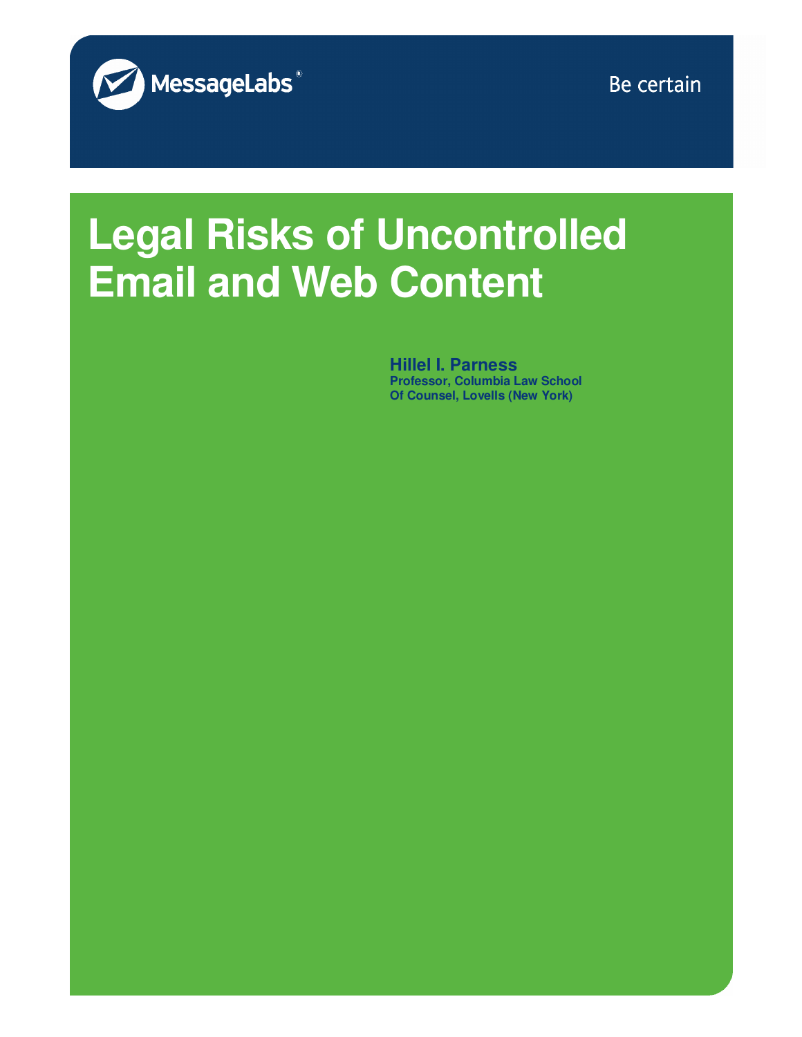MessageLabs

Be certain

# Legal Risks of Uncontrolled Email and Web Content

**Hillel I. Parness**
**Professor, Columbia Law School**
**Of Counsel, Lovells (New York)**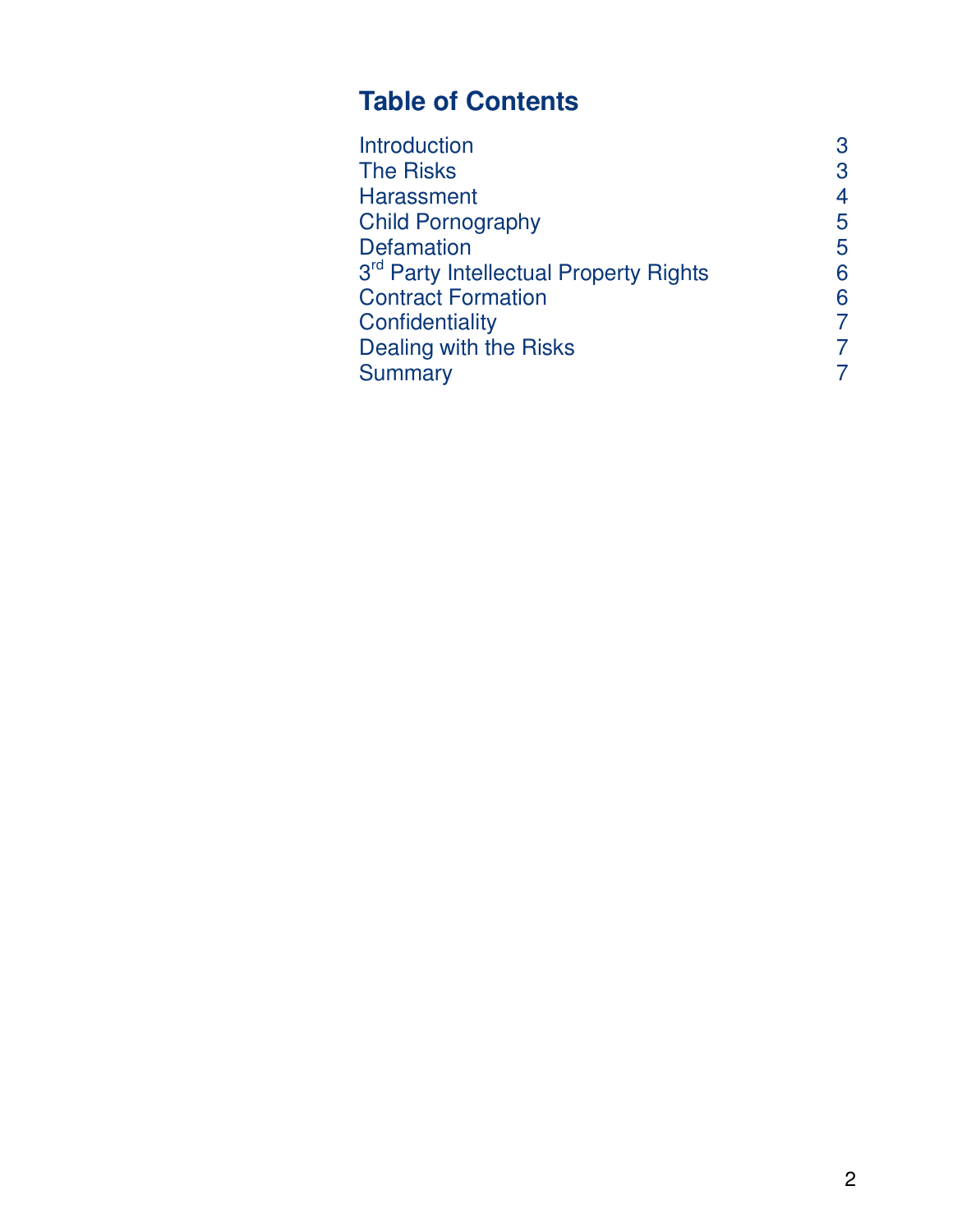## Table of Contents

| | |
|---|---|
| Introduction | 3 |
| The Risks | 3 |
| Harassment | 4 |
| Child Pornography | 5 |
| Defamation | 5 |
| 3rd Party Intellectual Property Rights | 6 |
| Contract Formation | 6 |
| Confidentiality | 7 |
| Dealing with the Risks | 7 |
| Summary | 7 |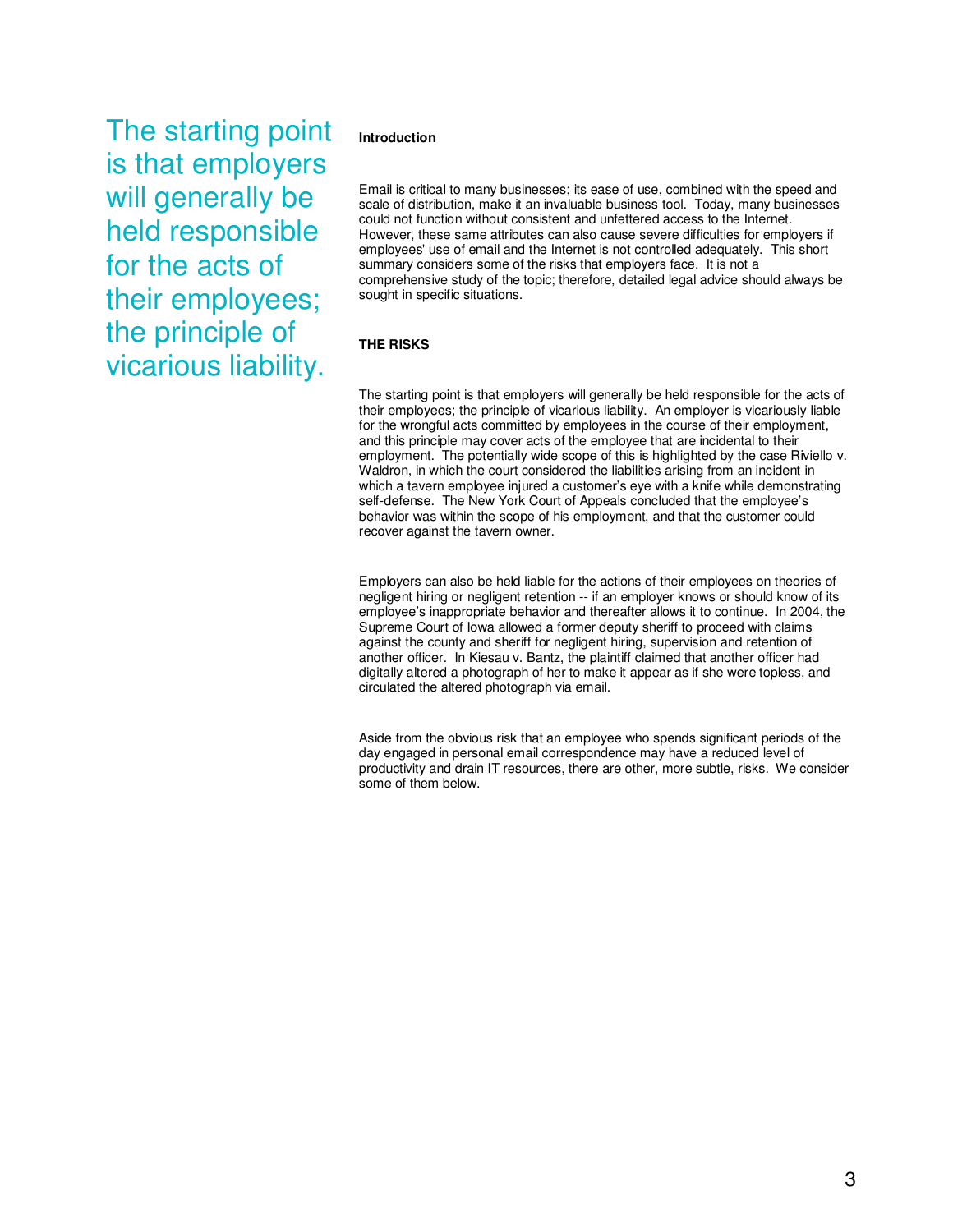> The starting point is that employers will generally be held responsible for the acts of their employees; the principle of vicarious liability.

**Introduction**

Email is critical to many businesses; its ease of use, combined with the speed and scale of distribution, make it an invaluable business tool. Today, many businesses could not function without consistent and unfettered access to the Internet. However, these same attributes can also cause severe difficulties for employers if employees' use of email and the Internet is not controlled adequately. This short summary considers some of the risks that employers face. It is not a comprehensive study of the topic; therefore, detailed legal advice should always be sought in specific situations.

**THE RISKS**

The starting point is that employers will generally be held responsible for the acts of their employees; the principle of vicarious liability. An employer is vicariously liable for the wrongful acts committed by employees in the course of their employment, and this principle may cover acts of the employee that are incidental to their employment. The potentially wide scope of this is highlighted by the case Riviello v. Waldron, in which the court considered the liabilities arising from an incident in which a tavern employee injured a customer's eye with a knife while demonstrating self-defense. The New York Court of Appeals concluded that the employee's behavior was within the scope of his employment, and that the customer could recover against the tavern owner.

Employers can also be held liable for the actions of their employees on theories of negligent hiring or negligent retention -- if an employer knows or should know of its employee's inappropriate behavior and thereafter allows it to continue. In 2004, the Supreme Court of Iowa allowed a former deputy sheriff to proceed with claims against the county and sheriff for negligent hiring, supervision and retention of another officer. In Kiesau v. Bantz, the plaintiff claimed that another officer had digitally altered a photograph of her to make it appear as if she were topless, and circulated the altered photograph via email.

Aside from the obvious risk that an employee who spends significant periods of the day engaged in personal email correspondence may have a reduced level of productivity and drain IT resources, there are other, more subtle, risks. We consider some of them below.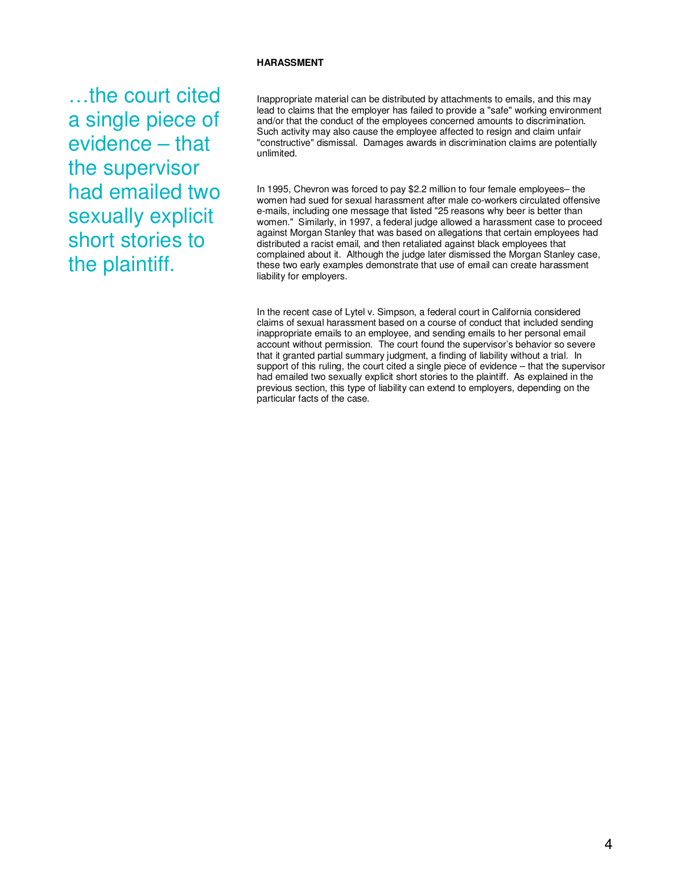## HARASSMENT

> …the court cited a single piece of evidence – that the supervisor had emailed two sexually explicit short stories to the plaintiff.

Inappropriate material can be distributed by attachments to emails, and this may lead to claims that the employer has failed to provide a "safe" working environment and/or that the conduct of the employees concerned amounts to discrimination. Such activity may also cause the employee affected to resign and claim unfair "constructive" dismissal. Damages awards in discrimination claims are potentially unlimited.

In 1995, Chevron was forced to pay $2.2 million to four female employees– the women had sued for sexual harassment after male co-workers circulated offensive e-mails, including one message that listed "25 reasons why beer is better than women." Similarly, in 1997, a federal judge allowed a harassment case to proceed against Morgan Stanley that was based on allegations that certain employees had distributed a racist email, and then retaliated against black employees that complained about it. Although the judge later dismissed the Morgan Stanley case, these two early examples demonstrate that use of email can create harassment liability for employers.

In the recent case of Lytel v. Simpson, a federal court in California considered claims of sexual harassment based on a course of conduct that included sending inappropriate emails to an employee, and sending emails to her personal email account without permission. The court found the supervisor's behavior so severe that it granted partial summary judgment, a finding of liability without a trial. In support of this ruling, the court cited a single piece of evidence – that the supervisor had emailed two sexually explicit short stories to the plaintiff. As explained in the previous section, this type of liability can extend to employers, depending on the particular facts of the case.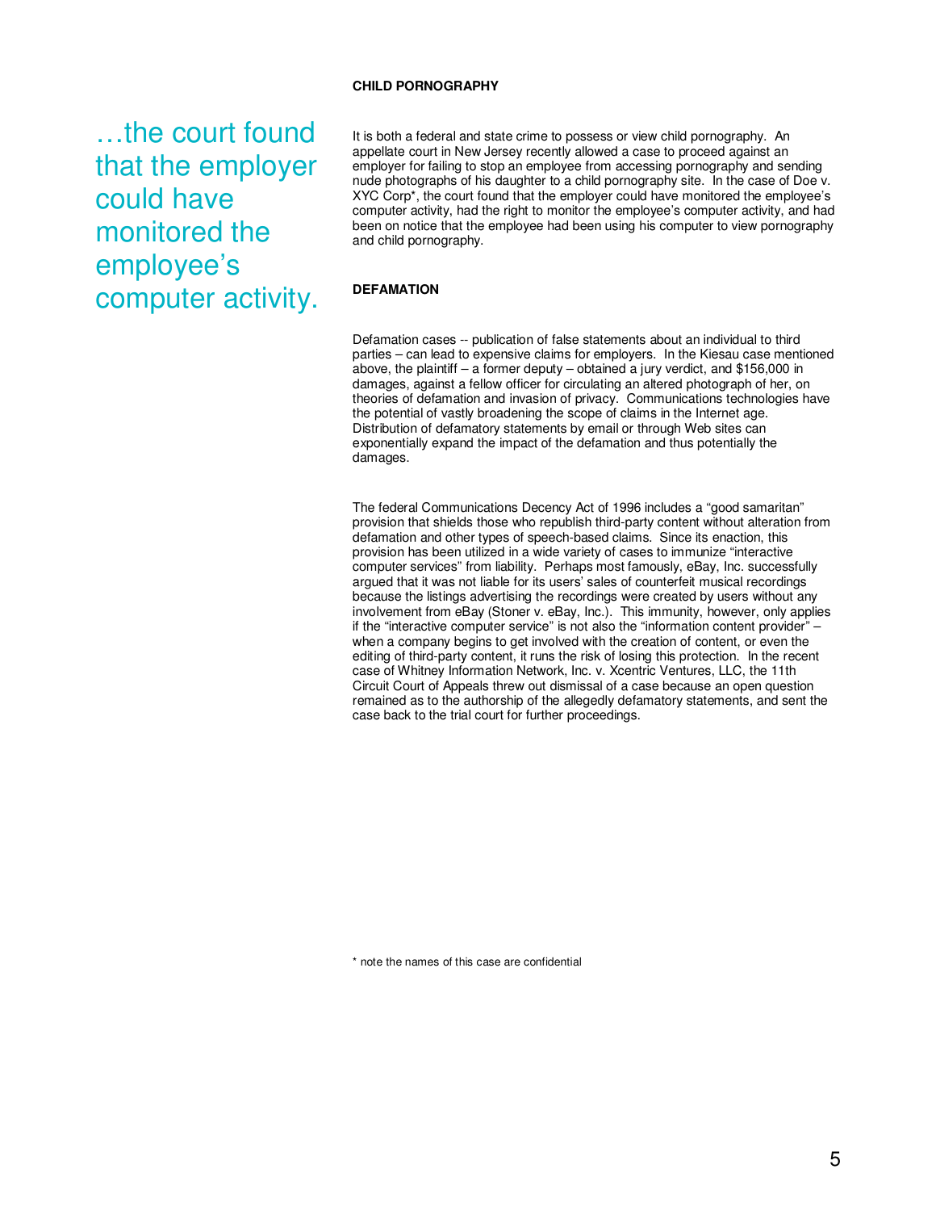## CHILD PORNOGRAPHY

> …the court found that the employer could have monitored the employee's computer activity.

It is both a federal and state crime to possess or view child pornography. An appellate court in New Jersey recently allowed a case to proceed against an employer for failing to stop an employee from accessing pornography and sending nude photographs of his daughter to a child pornography site. In the case of Doe v. XYC Corp*, the court found that the employer could have monitored the employee's computer activity, had the right to monitor the employee's computer activity, and had been on notice that the employee had been using his computer to view pornography and child pornography.

## DEFAMATION

Defamation cases -- publication of false statements about an individual to third parties – can lead to expensive claims for employers. In the Kiesau case mentioned above, the plaintiff – a former deputy – obtained a jury verdict, and $156,000 in damages, against a fellow officer for circulating an altered photograph of her, on theories of defamation and invasion of privacy. Communications technologies have the potential of vastly broadening the scope of claims in the Internet age. Distribution of defamatory statements by email or through Web sites can exponentially expand the impact of the defamation and thus potentially the damages.

The federal Communications Decency Act of 1996 includes a "good samaritan" provision that shields those who republish third-party content without alteration from defamation and other types of speech-based claims. Since its enaction, this provision has been utilized in a wide variety of cases to immunize "interactive computer services" from liability. Perhaps most famously, eBay, Inc. successfully argued that it was not liable for its users' sales of counterfeit musical recordings because the listings advertising the recordings were created by users without any involvement from eBay (Stoner v. eBay, Inc.). This immunity, however, only applies if the "interactive computer service" is not also the "information content provider" – when a company begins to get involved with the creation of content, or even the editing of third-party content, it runs the risk of losing this protection. In the recent case of Whitney Information Network, Inc. v. Xcentric Ventures, LLC, the 11th Circuit Court of Appeals threw out dismissal of a case because an open question remained as to the authorship of the allegedly defamatory statements, and sent the case back to the trial court for further proceedings.

\* note the names of this case are confidential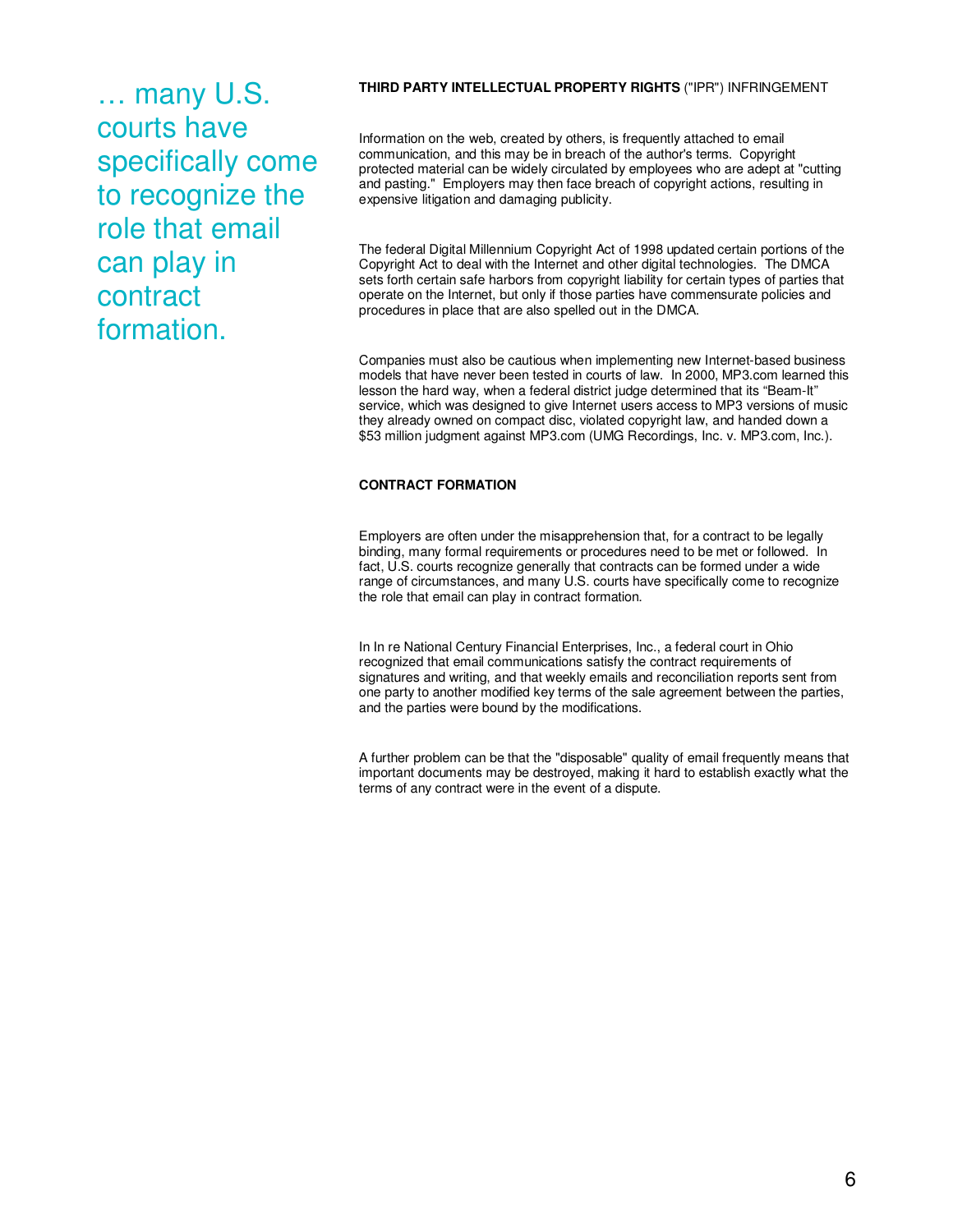> … many U.S. courts have specifically come to recognize the role that email can play in contract formation.

**THIRD PARTY INTELLECTUAL PROPERTY RIGHTS** ("IPR") INFRINGEMENT

Information on the web, created by others, is frequently attached to email communication, and this may be in breach of the author's terms. Copyright protected material can be widely circulated by employees who are adept at "cutting and pasting." Employers may then face breach of copyright actions, resulting in expensive litigation and damaging publicity.

The federal Digital Millennium Copyright Act of 1998 updated certain portions of the Copyright Act to deal with the Internet and other digital technologies. The DMCA sets forth certain safe harbors from copyright liability for certain types of parties that operate on the Internet, but only if those parties have commensurate policies and procedures in place that are also spelled out in the DMCA.

Companies must also be cautious when implementing new Internet-based business models that have never been tested in courts of law. In 2000, MP3.com learned this lesson the hard way, when a federal district judge determined that its "Beam-It" service, which was designed to give Internet users access to MP3 versions of music they already owned on compact disc, violated copyright law, and handed down a $53 million judgment against MP3.com (UMG Recordings, Inc. v. MP3.com, Inc.).

**CONTRACT FORMATION**

Employers are often under the misapprehension that, for a contract to be legally binding, many formal requirements or procedures need to be met or followed. In fact, U.S. courts recognize generally that contracts can be formed under a wide range of circumstances, and many U.S. courts have specifically come to recognize the role that email can play in contract formation.

In In re National Century Financial Enterprises, Inc., a federal court in Ohio recognized that email communications satisfy the contract requirements of signatures and writing, and that weekly emails and reconciliation reports sent from one party to another modified key terms of the sale agreement between the parties, and the parties were bound by the modifications.

A further problem can be that the "disposable" quality of email frequently means that important documents may be destroyed, making it hard to establish exactly what the terms of any contract were in the event of a dispute.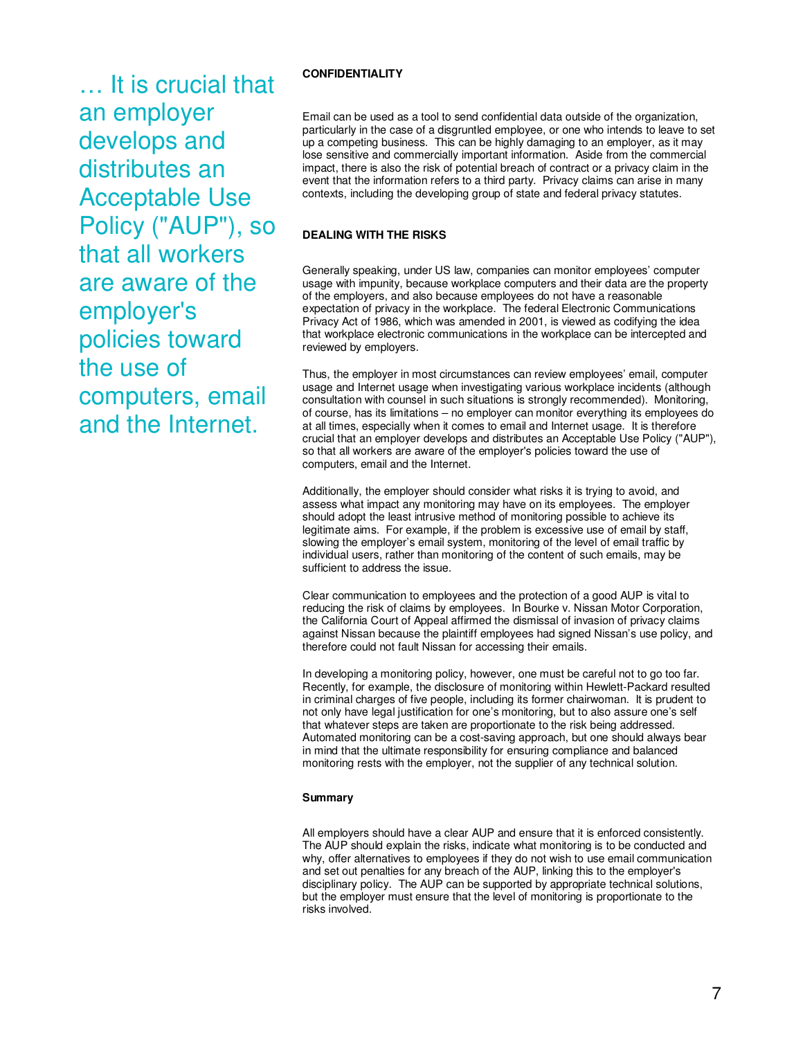> … It is crucial that an employer develops and distributes an Acceptable Use Policy ("AUP"), so that all workers are aware of the employer's policies toward the use of computers, email and the Internet.

**CONFIDENTIALITY**

Email can be used as a tool to send confidential data outside of the organization, particularly in the case of a disgruntled employee, or one who intends to leave to set up a competing business. This can be highly damaging to an employer, as it may lose sensitive and commercially important information. Aside from the commercial impact, there is also the risk of potential breach of contract or a privacy claim in the event that the information refers to a third party. Privacy claims can arise in many contexts, including the developing group of state and federal privacy statutes.

**DEALING WITH THE RISKS**

Generally speaking, under US law, companies can monitor employees' computer usage with impunity, because workplace computers and their data are the property of the employers, and also because employees do not have a reasonable expectation of privacy in the workplace. The federal Electronic Communications Privacy Act of 1986, which was amended in 2001, is viewed as codifying the idea that workplace electronic communications in the workplace can be intercepted and reviewed by employers.

Thus, the employer in most circumstances can review employees' email, computer usage and Internet usage when investigating various workplace incidents (although consultation with counsel in such situations is strongly recommended). Monitoring, of course, has its limitations – no employer can monitor everything its employees do at all times, especially when it comes to email and Internet usage. It is therefore crucial that an employer develops and distributes an Acceptable Use Policy ("AUP"), so that all workers are aware of the employer's policies toward the use of computers, email and the Internet.

Additionally, the employer should consider what risks it is trying to avoid, and assess what impact any monitoring may have on its employees. The employer should adopt the least intrusive method of monitoring possible to achieve its legitimate aims. For example, if the problem is excessive use of email by staff, slowing the employer's email system, monitoring of the level of email traffic by individual users, rather than monitoring of the content of such emails, may be sufficient to address the issue.

Clear communication to employees and the protection of a good AUP is vital to reducing the risk of claims by employees. In Bourke v. Nissan Motor Corporation, the California Court of Appeal affirmed the dismissal of invasion of privacy claims against Nissan because the plaintiff employees had signed Nissan's use policy, and therefore could not fault Nissan for accessing their emails.

In developing a monitoring policy, however, one must be careful not to go too far. Recently, for example, the disclosure of monitoring within Hewlett-Packard resulted in criminal charges of five people, including its former chairwoman. It is prudent to not only have legal justification for one's monitoring, but to also assure one's self that whatever steps are taken are proportionate to the risk being addressed. Automated monitoring can be a cost-saving approach, but one should always bear in mind that the ultimate responsibility for ensuring compliance and balanced monitoring rests with the employer, not the supplier of any technical solution.

**Summary**

All employers should have a clear AUP and ensure that it is enforced consistently. The AUP should explain the risks, indicate what monitoring is to be conducted and why, offer alternatives to employees if they do not wish to use email communication and set out penalties for any breach of the AUP, linking this to the employer's disciplinary policy. The AUP can be supported by appropriate technical solutions, but the employer must ensure that the level of monitoring is proportionate to the risks involved.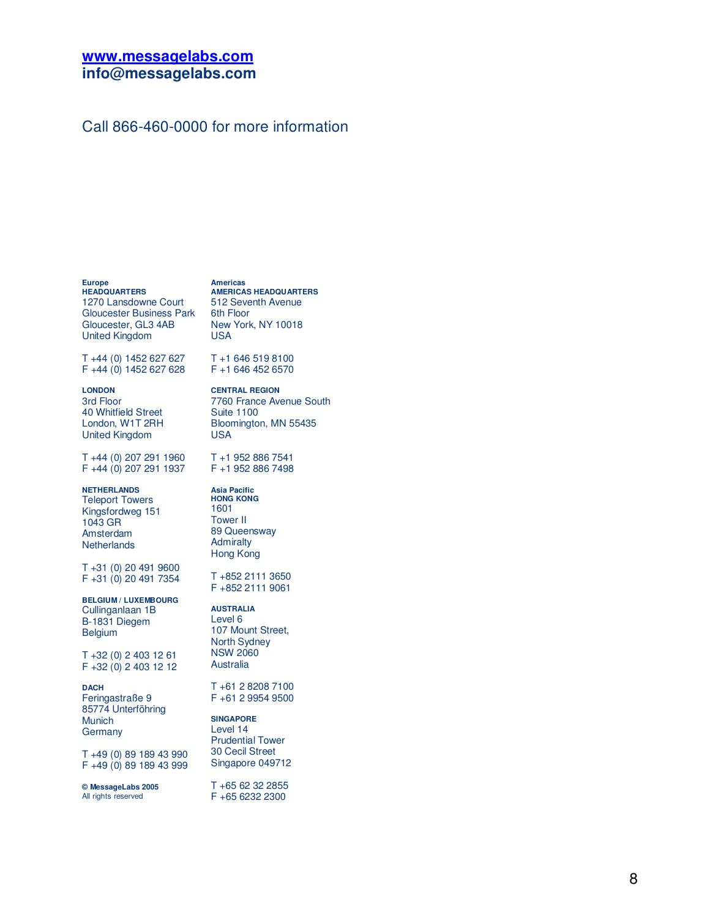**www.messagelabs.com**
**info@messagelabs.com**

Call 866-460-0000 for more information

**Europe**
**HEADQUARTERS**
1270 Lansdowne Court
Gloucester Business Park
Gloucester, GL3 4AB
United Kingdom

T +44 (0) 1452 627 627
F +44 (0) 1452 627 628

**LONDON**
3rd Floor
40 Whitfield Street
London, W1T 2RH
United Kingdom

T +44 (0) 207 291 1960
F +44 (0) 207 291 1937

**NETHERLANDS**
Teleport Towers
Kingsfordweg 151
1043 GR
Amsterdam
Netherlands

T +31 (0) 20 491 9600
F +31 (0) 20 491 7354

**BELGIUM / LUXEMBOURG**
Cullinganlaan 1B
B-1831 Diegem
Belgium

T +32 (0) 2 403 12 61
F +32 (0) 2 403 12 12

**DACH**
Feringastraße 9
85774 Unterföhring
Munich
Germany

T +49 (0) 89 189 43 990
F +49 (0) 89 189 43 999

**Americas**
**AMERICAS HEADQUARTERS**
512 Seventh Avenue
6th Floor
New York, NY 10018
USA

T +1 646 519 8100
F +1 646 452 6570

**CENTRAL REGION**
7760 France Avenue South
Suite 1100
Bloomington, MN 55435
USA

T +1 952 886 7541
F +1 952 886 7498

**Asia Pacific**
**HONG KONG**
1601
Tower II
89 Queensway
Admiralty
Hong Kong

T +852 2111 3650
F +852 2111 9061

**AUSTRALIA**
Level 6
107 Mount Street,
North Sydney
NSW 2060
Australia

T +61 2 8208 7100
F +61 2 9954 9500

**SINGAPORE**
Level 14
Prudential Tower
30 Cecil Street
Singapore 049712

T +65 62 32 2855
F +65 6232 2300

**© MessageLabs 2005**
All rights reserved